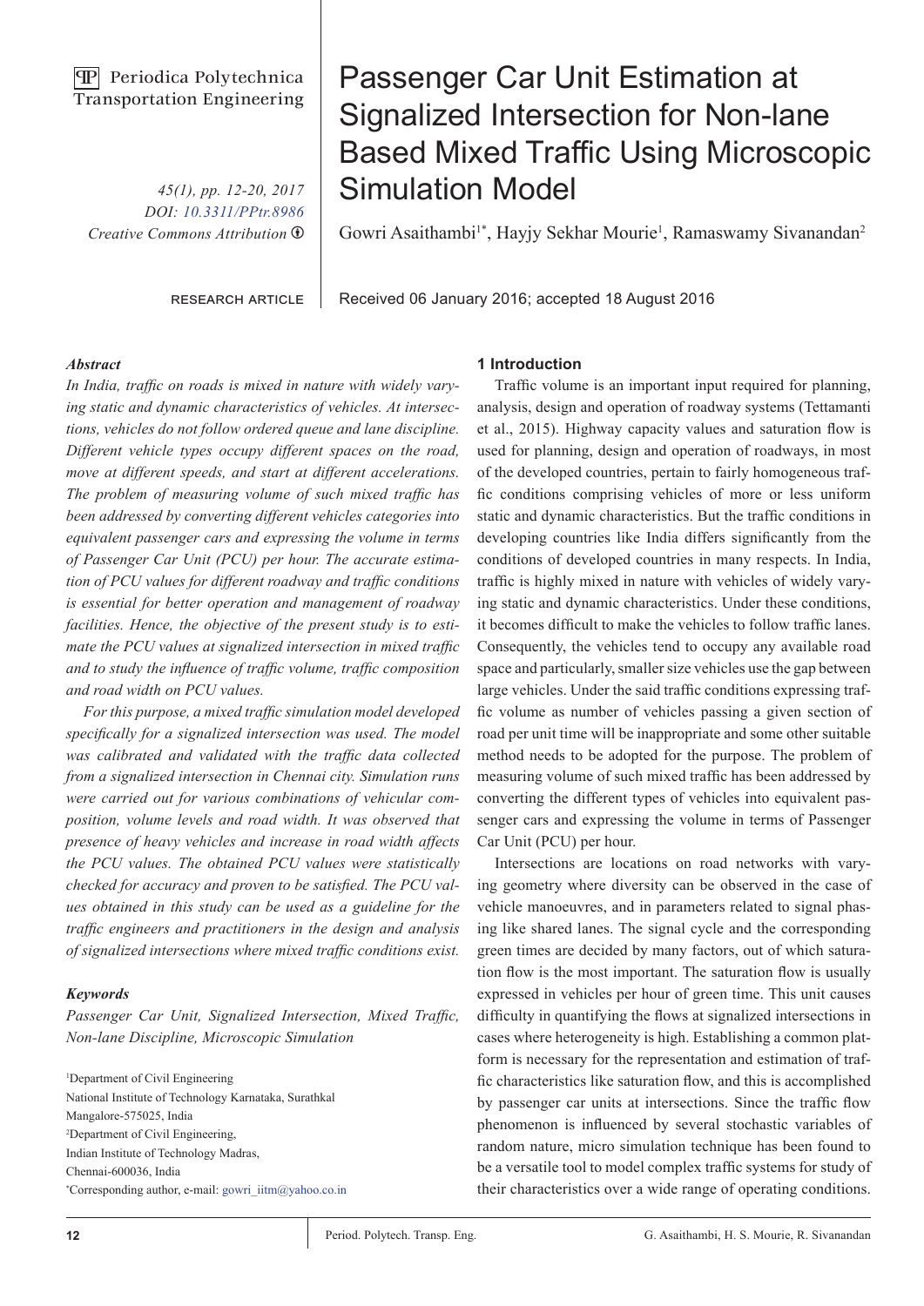# Passenger Car Unit Estimation at Signalized Intersection for Non-lane Based Mixed Traffic Using Microscopic Simulation Model

Gowri Asaithambi[1*], Hayjy Sekhar Mourie[1], Ramaswamy Sivanandan[2]

RESEARCH ARTICLE

Received 06 January 2016; accepted 18 August 2016

### *Abstract*

*In India, traffic on roads is mixed in nature with widely varying static and dynamic characteristics of vehicles. At intersections, vehicles do not follow ordered queue and lane discipline. Different vehicle types occupy different spaces on the road, move at different speeds, and start at different accelerations. The problem of measuring volume of such mixed traffic has been addressed by converting different vehicles categories into equivalent passenger cars and expressing the volume in terms of Passenger Car Unit (PCU) per hour. The accurate estimation of PCU values for different roadway and traffic conditions is essential for better operation and management of roadway facilities. Hence, the objective of the present study is to estimate the PCU values at signalized intersection in mixed traffic and to study the influence of traffic volume, traffic composition and road width on PCU values.*

*For this purpose, a mixed traffic simulation model developed specifically for a signalized intersection was used. The model was calibrated and validated with the traffic data collected from a signalized intersection in Chennai city. Simulation runs were carried out for various combinations of vehicular composition, volume levels and road width. It was observed that presence of heavy vehicles and increase in road width affects the PCU values. The obtained PCU values were statistically checked for accuracy and proven to be satisfied. The PCU values obtained in this study can be used as a guideline for the traffic engineers and practitioners in the design and analysis of signalized intersections where mixed traffic conditions exist.*

### *Keywords*

*Passenger Car Unit, Signalized Intersection, Mixed Traffic, Non-lane Discipline, Microscopic Simulation*

[1]Department of Civil Engineering
National Institute of Technology Karnataka, Surathkal
Mangalore-575025, India
[2]Department of Civil Engineering,
Indian Institute of Technology Madras,
Chennai-600036, India
[*]Corresponding author, e-mail: gowri_iitm@yahoo.co.in

## 1 Introduction

Traffic volume is an important input required for planning, analysis, design and operation of roadway systems (Tettamanti et al., 2015). Highway capacity values and saturation flow is used for planning, design and operation of roadways, in most of the developed countries, pertain to fairly homogeneous traffic conditions comprising vehicles of more or less uniform static and dynamic characteristics. But the traffic conditions in developing countries like India differs significantly from the conditions of developed countries in many respects. In India, traffic is highly mixed in nature with vehicles of widely varying static and dynamic characteristics. Under these conditions, it becomes difficult to make the vehicles to follow traffic lanes. Consequently, the vehicles tend to occupy any available road space and particularly, smaller size vehicles use the gap between large vehicles. Under the said traffic conditions expressing traffic volume as number of vehicles passing a given section of road per unit time will be inappropriate and some other suitable method needs to be adopted for the purpose. The problem of measuring volume of such mixed traffic has been addressed by converting the different types of vehicles into equivalent passenger cars and expressing the volume in terms of Passenger Car Unit (PCU) per hour.

Intersections are locations on road networks with varying geometry where diversity can be observed in the case of vehicle manoeuvres, and in parameters related to signal phasing like shared lanes. The signal cycle and the corresponding green times are decided by many factors, out of which saturation flow is the most important. The saturation flow is usually expressed in vehicles per hour of green time. This unit causes difficulty in quantifying the flows at signalized intersections in cases where heterogeneity is high. Establishing a common platform is necessary for the representation and estimation of traffic characteristics like saturation flow, and this is accomplished by passenger car units at intersections. Since the traffic flow phenomenon is influenced by several stochastic variables of random nature, micro simulation technique has been found to be a versatile tool to model complex traffic systems for study of their characteristics over a wide range of operating conditions.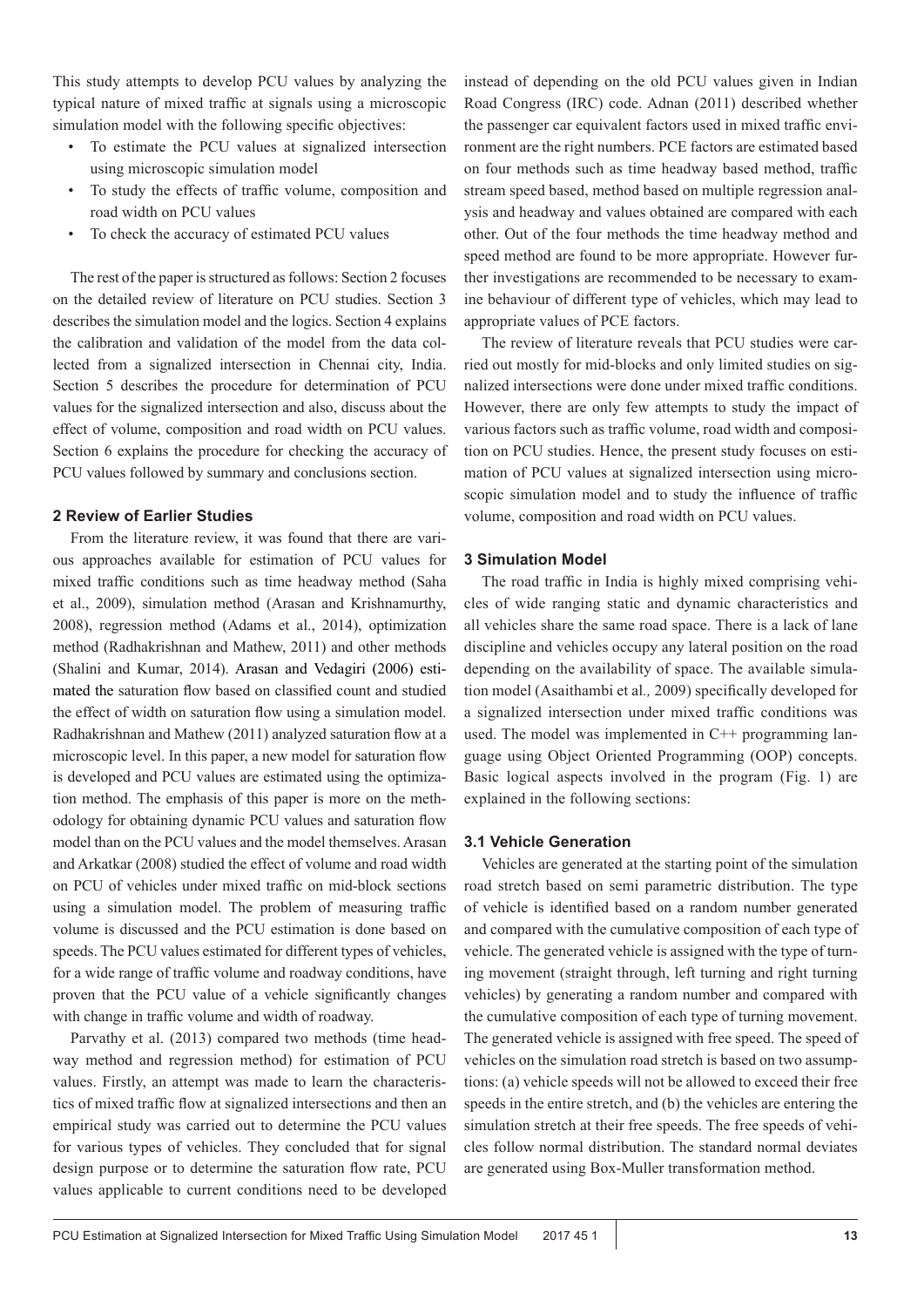This study attempts to develop PCU values by analyzing the typical nature of mixed traffic at signals using a microscopic simulation model with the following specific objectives:

- To estimate the PCU values at signalized intersection using microscopic simulation model
- To study the effects of traffic volume, composition and road width on PCU values
- To check the accuracy of estimated PCU values

The rest of the paper is structured as follows: Section 2 focuses on the detailed review of literature on PCU studies. Section 3 describes the simulation model and the logics. Section 4 explains the calibration and validation of the model from the data collected from a signalized intersection in Chennai city, India. Section 5 describes the procedure for determination of PCU values for the signalized intersection and also, discuss about the effect of volume, composition and road width on PCU values. Section 6 explains the procedure for checking the accuracy of PCU values followed by summary and conclusions section.

## 2 Review of Earlier Studies

From the literature review, it was found that there are various approaches available for estimation of PCU values for mixed traffic conditions such as time headway method (Saha et al., 2009), simulation method (Arasan and Krishnamurthy, 2008), regression method (Adams et al., 2014), optimization method (Radhakrishnan and Mathew, 2011) and other methods (Shalini and Kumar, 2014). Arasan and Vedagiri (2006) estimated the saturation flow based on classified count and studied the effect of width on saturation flow using a simulation model. Radhakrishnan and Mathew (2011) analyzed saturation flow at a microscopic level. In this paper, a new model for saturation flow is developed and PCU values are estimated using the optimization method. The emphasis of this paper is more on the methodology for obtaining dynamic PCU values and saturation flow model than on the PCU values and the model themselves. Arasan and Arkatkar (2008) studied the effect of volume and road width on PCU of vehicles under mixed traffic on mid-block sections using a simulation model. The problem of measuring traffic volume is discussed and the PCU estimation is done based on speeds. The PCU values estimated for different types of vehicles, for a wide range of traffic volume and roadway conditions, have proven that the PCU value of a vehicle significantly changes with change in traffic volume and width of roadway.

Parvathy et al. (2013) compared two methods (time headway method and regression method) for estimation of PCU values. Firstly, an attempt was made to learn the characteristics of mixed traffic flow at signalized intersections and then an empirical study was carried out to determine the PCU values for various types of vehicles. They concluded that for signal design purpose or to determine the saturation flow rate, PCU values applicable to current conditions need to be developed instead of depending on the old PCU values given in Indian Road Congress (IRC) code. Adnan (2011) described whether the passenger car equivalent factors used in mixed traffic environment are the right numbers. PCE factors are estimated based on four methods such as time headway based method, traffic stream speed based, method based on multiple regression analysis and headway and values obtained are compared with each other. Out of the four methods the time headway method and speed method are found to be more appropriate. However further investigations are recommended to be necessary to examine behaviour of different type of vehicles, which may lead to appropriate values of PCE factors.

The review of literature reveals that PCU studies were carried out mostly for mid-blocks and only limited studies on signalized intersections were done under mixed traffic conditions. However, there are only few attempts to study the impact of various factors such as traffic volume, road width and composition on PCU studies. Hence, the present study focuses on estimation of PCU values at signalized intersection using microscopic simulation model and to study the influence of traffic volume, composition and road width on PCU values.

## 3 Simulation Model

The road traffic in India is highly mixed comprising vehicles of wide ranging static and dynamic characteristics and all vehicles share the same road space. There is a lack of lane discipline and vehicles occupy any lateral position on the road depending on the availability of space. The available simulation model (Asaithambi et al*.,* 2009) specifically developed for a signalized intersection under mixed traffic conditions was used. The model was implemented in C++ programming language using Object Oriented Programming (OOP) concepts. Basic logical aspects involved in the program (Fig. 1) are explained in the following sections:

### 3.1 Vehicle Generation

Vehicles are generated at the starting point of the simulation road stretch based on semi parametric distribution. The type of vehicle is identified based on a random number generated and compared with the cumulative composition of each type of vehicle. The generated vehicle is assigned with the type of turning movement (straight through, left turning and right turning vehicles) by generating a random number and compared with the cumulative composition of each type of turning movement. The generated vehicle is assigned with free speed. The speed of vehicles on the simulation road stretch is based on two assumptions: (a) vehicle speeds will not be allowed to exceed their free speeds in the entire stretch, and (b) the vehicles are entering the simulation stretch at their free speeds. The free speeds of vehicles follow normal distribution. The standard normal deviates are generated using Box-Muller transformation method.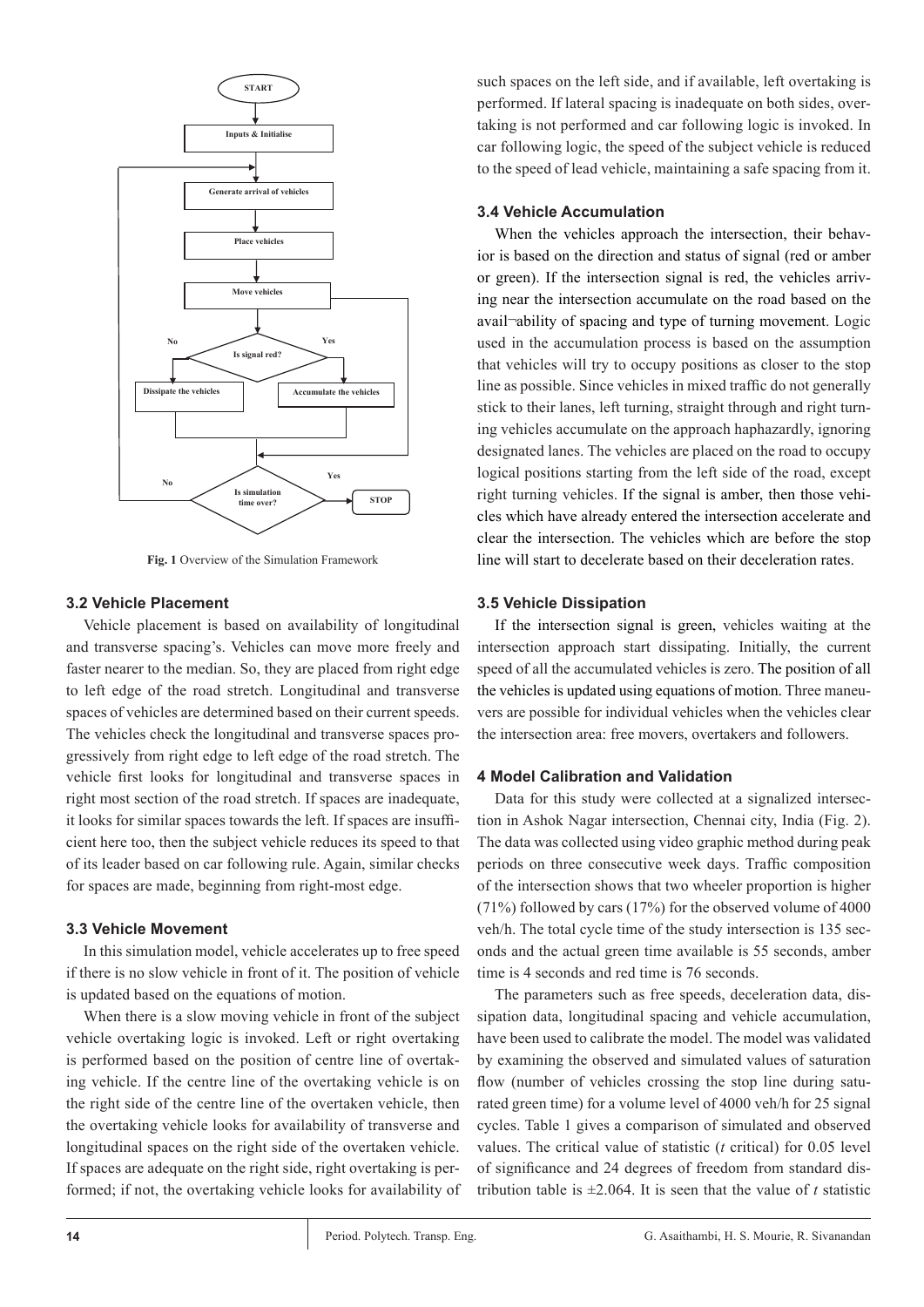Fig. 1 Overview of the Simulation Framework

### 3.2 Vehicle Placement

Vehicle placement is based on availability of longitudinal and transverse spacing's. Vehicles can move more freely and faster nearer to the median. So, they are placed from right edge to left edge of the road stretch. Longitudinal and transverse spaces of vehicles are determined based on their current speeds. The vehicles check the longitudinal and transverse spaces progressively from right edge to left edge of the road stretch. The vehicle first looks for longitudinal and transverse spaces in right most section of the road stretch. If spaces are inadequate, it looks for similar spaces towards the left. If spaces are insufficient here too, then the subject vehicle reduces its speed to that of its leader based on car following rule. Again, similar checks for spaces are made, beginning from right-most edge.

### 3.3 Vehicle Movement

In this simulation model, vehicle accelerates up to free speed if there is no slow vehicle in front of it. The position of vehicle is updated based on the equations of motion.

When there is a slow moving vehicle in front of the subject vehicle overtaking logic is invoked. Left or right overtaking is performed based on the position of centre line of overtaking vehicle. If the centre line of the overtaking vehicle is on the right side of the centre line of the overtaken vehicle, then the overtaking vehicle looks for availability of transverse and longitudinal spaces on the right side of the overtaken vehicle. If spaces are adequate on the right side, right overtaking is performed; if not, the overtaking vehicle looks for availability of such spaces on the left side, and if available, left overtaking is performed. If lateral spacing is inadequate on both sides, overtaking is not performed and car following logic is invoked. In car following logic, the speed of the subject vehicle is reduced to the speed of lead vehicle, maintaining a safe spacing from it.

### 3.4 Vehicle Accumulation

When the vehicles approach the intersection, their behavior is based on the direction and status of signal (red or amber or green). If the intersection signal is red, the vehicles arriving near the intersection accumulate on the road based on the avail¬ability of spacing and type of turning movement. Logic used in the accumulation process is based on the assumption that vehicles will try to occupy positions as closer to the stop line as possible. Since vehicles in mixed traffic do not generally stick to their lanes, left turning, straight through and right turning vehicles accumulate on the approach haphazardly, ignoring designated lanes. The vehicles are placed on the road to occupy logical positions starting from the left side of the road, except right turning vehicles. If the signal is amber, then those vehicles which have already entered the intersection accelerate and clear the intersection. The vehicles which are before the stop line will start to decelerate based on their deceleration rates.

### 3.5 Vehicle Dissipation

If the intersection signal is green, vehicles waiting at the intersection approach start dissipating. Initially, the current speed of all the accumulated vehicles is zero. The position of all the vehicles is updated using equations of motion. Three maneuvers are possible for individual vehicles when the vehicles clear the intersection area: free movers, overtakers and followers.

## 4 Model Calibration and Validation

Data for this study were collected at a signalized intersection in Ashok Nagar intersection, Chennai city, India (Fig. 2). The data was collected using video graphic method during peak periods on three consecutive week days. Traffic composition of the intersection shows that two wheeler proportion is higher (71%) followed by cars (17%) for the observed volume of 4000 veh/h. The total cycle time of the study intersection is 135 seconds and the actual green time available is 55 seconds, amber time is 4 seconds and red time is 76 seconds.

The parameters such as free speeds, deceleration data, dissipation data, longitudinal spacing and vehicle accumulation, have been used to calibrate the model. The model was validated by examining the observed and simulated values of saturation flow (number of vehicles crossing the stop line during saturated green time) for a volume level of 4000 veh/h for 25 signal cycles. Table 1 gives a comparison of simulated and observed values. The critical value of statistic ($t$ critical) for 0.05 level of significance and 24 degrees of freedom from standard distribution table is ±2.064. It is seen that the value of $t$ statistic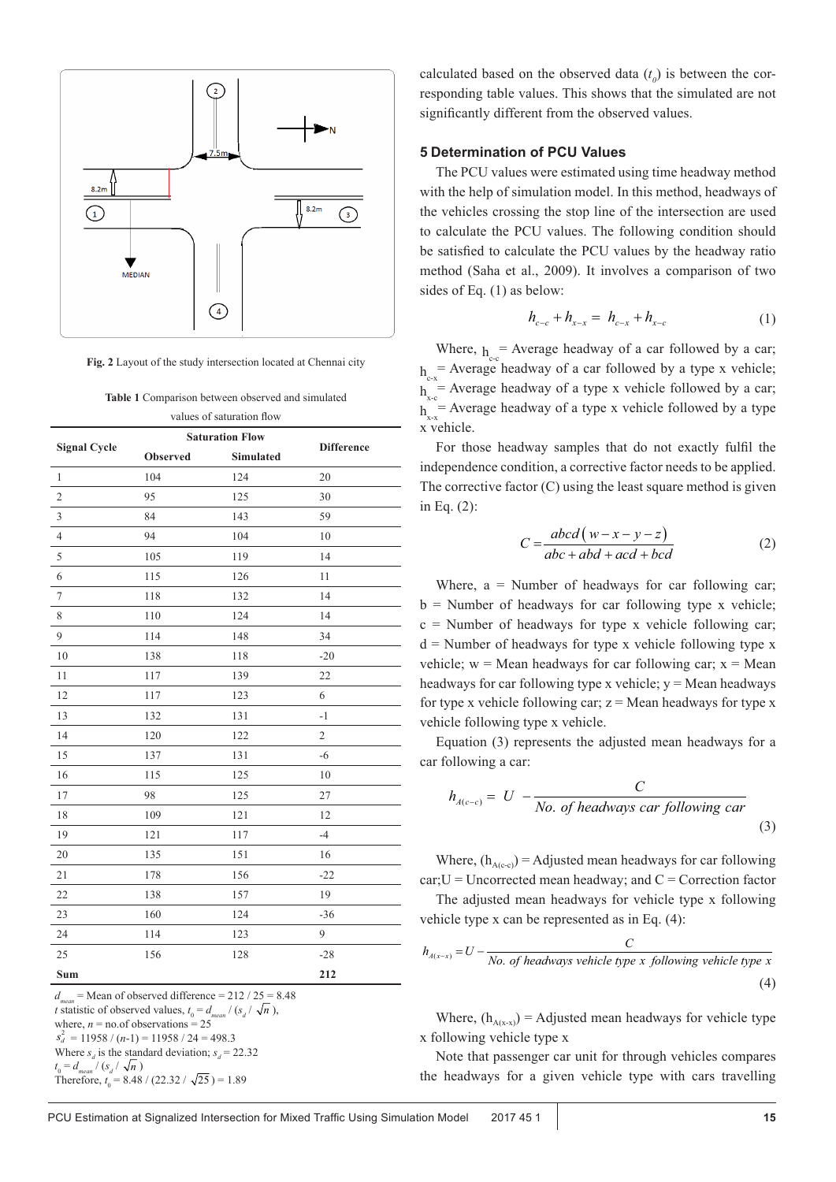Fig. 2 Layout of the study intersection located at Chennai city

**Table 1** Comparison between observed and simulated values of saturation flow

| Signal Cycle | Saturation Flow | | Difference |
|---|---|---|---|
| | Observed | Simulated | |
| 1 | 104 | 124 | 20 |
| 2 | 95 | 125 | 30 |
| 3 | 84 | 143 | 59 |
| 4 | 94 | 104 | 10 |
| 5 | 105 | 119 | 14 |
| 6 | 115 | 126 | 11 |
| 7 | 118 | 132 | 14 |
| 8 | 110 | 124 | 14 |
| 9 | 114 | 148 | 34 |
| 10 | 138 | 118 | -20 |
| 11 | 117 | 139 | 22 |
| 12 | 117 | 123 | 6 |
| 13 | 132 | 131 | -1 |
| 14 | 120 | 122 | 2 |
| 15 | 137 | 131 | -6 |
| 16 | 115 | 125 | 10 |
| 17 | 98 | 125 | 27 |
| 18 | 109 | 121 | 12 |
| 19 | 121 | 117 | -4 |
| 20 | 135 | 151 | 16 |
| 21 | 178 | 156 | -22 |
| 22 | 138 | 157 | 19 |
| 23 | 160 | 124 | -36 |
| 24 | 114 | 123 | 9 |
| 25 | 156 | 128 | -28 |
| **Sum** | | | **212** |

$d_{mean}$ = Mean of observed difference = 212 / 25 = 8.48
$t$ statistic of observed values, $t_0 = d_{mean} / (s_d / \sqrt{n})$,
where, $n$ = no.of observations = 25
$s_d^2$ = 11958 / ($n$-1) = 11958 / 24 = 498.3
Where $s_d$ is the standard deviation; $s_d$ = 22.32
$t_0 = d_{mean} / (s_d / \sqrt{n})$
Therefore, $t_0 = 8.48 / (22.32 / \sqrt{25}) = 1.89$

calculated based on the observed data ($t_0$) is between the corresponding table values. This shows that the simulated are not significantly different from the observed values.

## 5 Determination of PCU Values

The PCU values were estimated using time headway method with the help of simulation model. In this method, headways of the vehicles crossing the stop line of the intersection are used to calculate the PCU values. The following condition should be satisfied to calculate the PCU values by the headway ratio method (Saha et al., 2009). It involves a comparison of two sides of Eq. (1) as below:

$$h_{c-c} + h_{x-x} = h_{c-x} + h_{x-c} \tag{1}$$

Where, $h_{c-c}$ = Average headway of a car followed by a car; $h_{c-x}$ = Average headway of a car followed by a type x vehicle; $h_{x-c}$ = Average headway of a type x vehicle followed by a car; $h_{x-x}$ = Average headway of a type x vehicle followed by a type x vehicle.

For those headway samples that do not exactly fulfil the independence condition, a corrective factor needs to be applied. The corrective factor (C) using the least square method is given in Eq. (2):

$$C = \frac{abcd\left(w - x - y - z\right)}{abc + abd + acd + bcd} \tag{2}$$

Where, a = Number of headways for car following car; b = Number of headways for car following type x vehicle; c = Number of headways for type x vehicle following car; d = Number of headways for type x vehicle following type x vehicle; w = Mean headways for car following car; x = Mean headways for car following type x vehicle; y = Mean headways for type x vehicle following car; z = Mean headways for type x vehicle following type x vehicle.

Equation (3) represents the adjusted mean headways for a car following a car:

$$h_{A(c-c)} = U - \frac{C}{No.\ of\ headways\ car\ following\ car} \tag{3}$$

Where, ($h_{A(c-c)}$) = Adjusted mean headways for car following car; U = Uncorrected mean headway; and C = Correction factor

The adjusted mean headways for vehicle type x following vehicle type x can be represented as in Eq. (4):

$$h_{A(x-x)} = U - \frac{C}{No.\ of\ headways\ vehicle\ type\ x\ following\ vehicle\ type\ x} \tag{4}$$

Where, ($h_{A(x-x)}$) = Adjusted mean headways for vehicle type x following vehicle type x

Note that passenger car unit for through vehicles compares the headways for a given vehicle type with cars travelling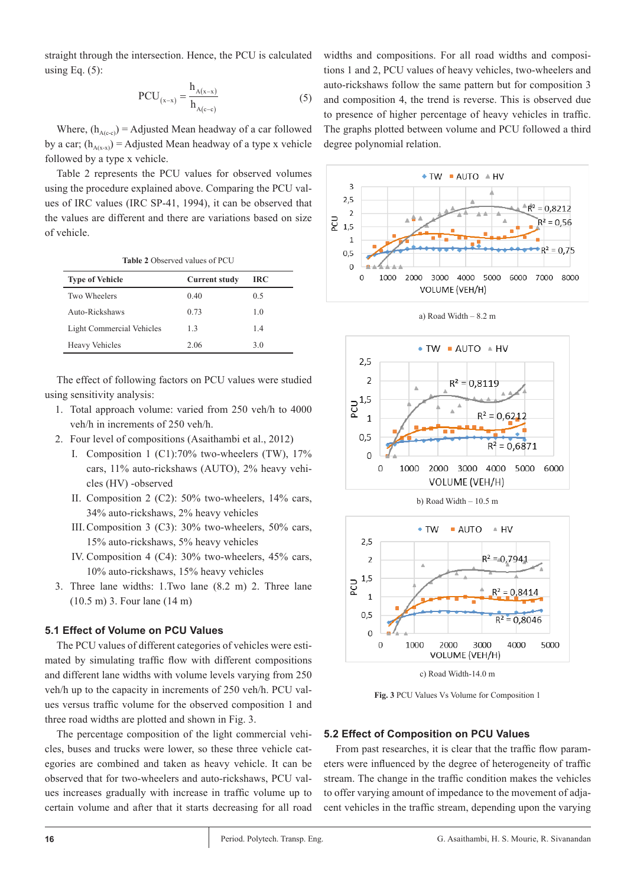straight through the intersection. Hence, the PCU is calculated using Eq. (5):

$$PCU_{(x-x)} = \frac{h_{A(x-x)}}{h_{A(c-c)}} \quad (5)$$

Where, $(h_{A(c-c)})$ = Adjusted Mean headway of a car followed by a car; $(h_{A(x-x)})$ = Adjusted Mean headway of a type x vehicle followed by a type x vehicle.

Table 2 represents the PCU values for observed volumes using the procedure explained above. Comparing the PCU values of IRC values (IRC SP-41, 1994), it can be observed that the values are different and there are variations based on size of vehicle.

**Table 2** Observed values of PCU

| Type of Vehicle | Current study | IRC |
|---|---|---|
| Two Wheelers | 0.40 | 0.5 |
| Auto-Rickshaws | 0.73 | 1.0 |
| Light Commercial Vehicles | 1.3 | 1.4 |
| Heavy Vehicles | 2.06 | 3.0 |

The effect of following factors on PCU values were studied using sensitivity analysis:

1. Total approach volume: varied from 250 veh/h to 4000 veh/h in increments of 250 veh/h.
2. Four level of compositions (Asaithambi et al., 2012)
   I. Composition 1 (C1):70% two-wheelers (TW), 17% cars, 11% auto-rickshaws (AUTO), 2% heavy vehicles (HV) -observed
   II. Composition 2 (C2): 50% two-wheelers, 14% cars, 34% auto-rickshaws, 2% heavy vehicles
   III. Composition 3 (C3): 30% two-wheelers, 50% cars, 15% auto-rickshaws, 5% heavy vehicles
   IV. Composition 4 (C4): 30% two-wheelers, 45% cars, 10% auto-rickshaws, 15% heavy vehicles
3. Three lane widths: 1.Two lane (8.2 m) 2. Three lane (10.5 m) 3. Four lane (14 m)

### 5.1 Effect of Volume on PCU Values

The PCU values of different categories of vehicles were estimated by simulating traffic flow with different compositions and different lane widths with volume levels varying from 250 veh/h up to the capacity in increments of 250 veh/h. PCU values versus traffic volume for the observed composition 1 and three road widths are plotted and shown in Fig. 3.

The percentage composition of the light commercial vehicles, buses and trucks were lower, so these three vehicle categories are combined and taken as heavy vehicle. It can be observed that for two-wheelers and auto-rickshaws, PCU values increases gradually with increase in traffic volume up to certain volume and after that it starts decreasing for all road widths and compositions. For all road widths and compositions 1 and 2, PCU values of heavy vehicles, two-wheelers and auto-rickshaws follow the same pattern but for composition 3 and composition 4, the trend is reverse. This is observed due to presence of higher percentage of heavy vehicles in traffic. The graphs plotted between volume and PCU followed a third degree polynomial relation.

a) Road Width – 8.2 m

b) Road Width – 10.5 m

c) Road Width-14.0 m

**Fig. 3** PCU Values Vs Volume for Composition 1

### 5.2 Effect of Composition on PCU Values

From past researches, it is clear that the traffic flow parameters were influenced by the degree of heterogeneity of traffic stream. The change in the traffic condition makes the vehicles to offer varying amount of impedance to the movement of adjacent vehicles in the traffic stream, depending upon the varying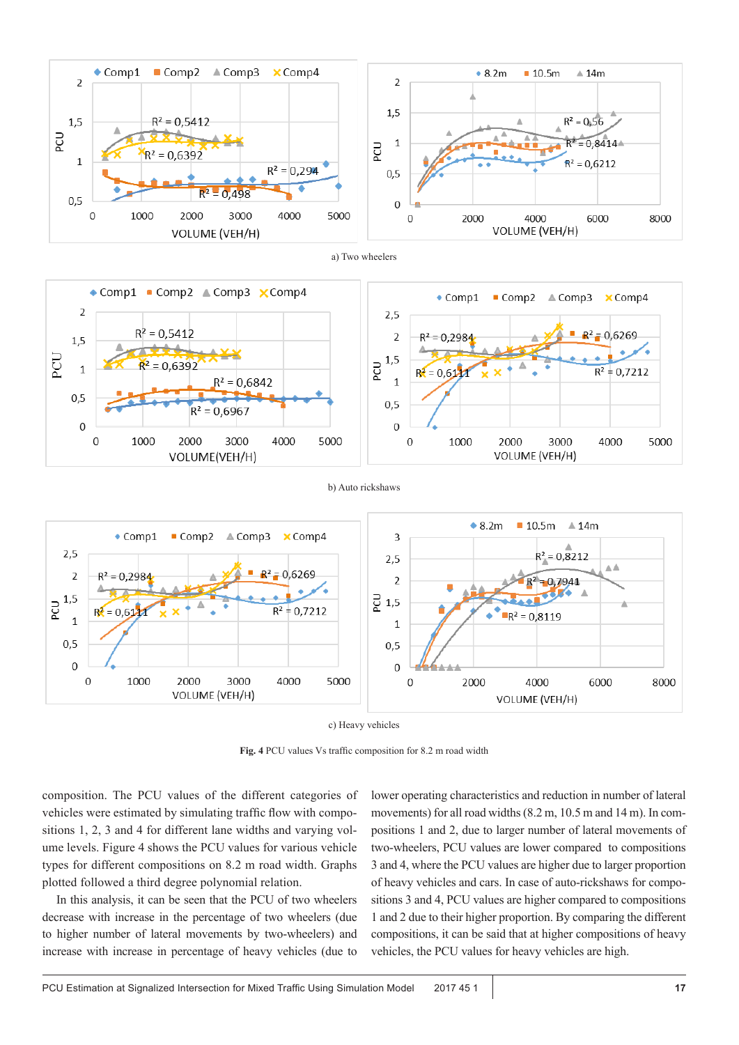a) Two wheelers

b) Auto rickshaws

c) Heavy vehicles

**Fig. 4** PCU values Vs traffic composition for 8.2 m road width

composition. The PCU values of the different categories of vehicles were estimated by simulating traffic flow with compositions 1, 2, 3 and 4 for different lane widths and varying volume levels. Figure 4 shows the PCU values for various vehicle types for different compositions on 8.2 m road width. Graphs plotted followed a third degree polynomial relation.

In this analysis, it can be seen that the PCU of two wheelers decrease with increase in the percentage of two wheelers (due to higher number of lateral movements by two-wheelers) and increase with increase in percentage of heavy vehicles (due to lower operating characteristics and reduction in number of lateral movements) for all road widths (8.2 m, 10.5 m and 14 m). In compositions 1 and 2, due to larger number of lateral movements of two-wheelers, PCU values are lower compared to compositions 3 and 4, where the PCU values are higher due to larger proportion of heavy vehicles and cars. In case of auto-rickshaws for compositions 3 and 4, PCU values are higher compared to compositions 1 and 2 due to their higher proportion. By comparing the different compositions, it can be said that at higher compositions of heavy vehicles, the PCU values for heavy vehicles are high.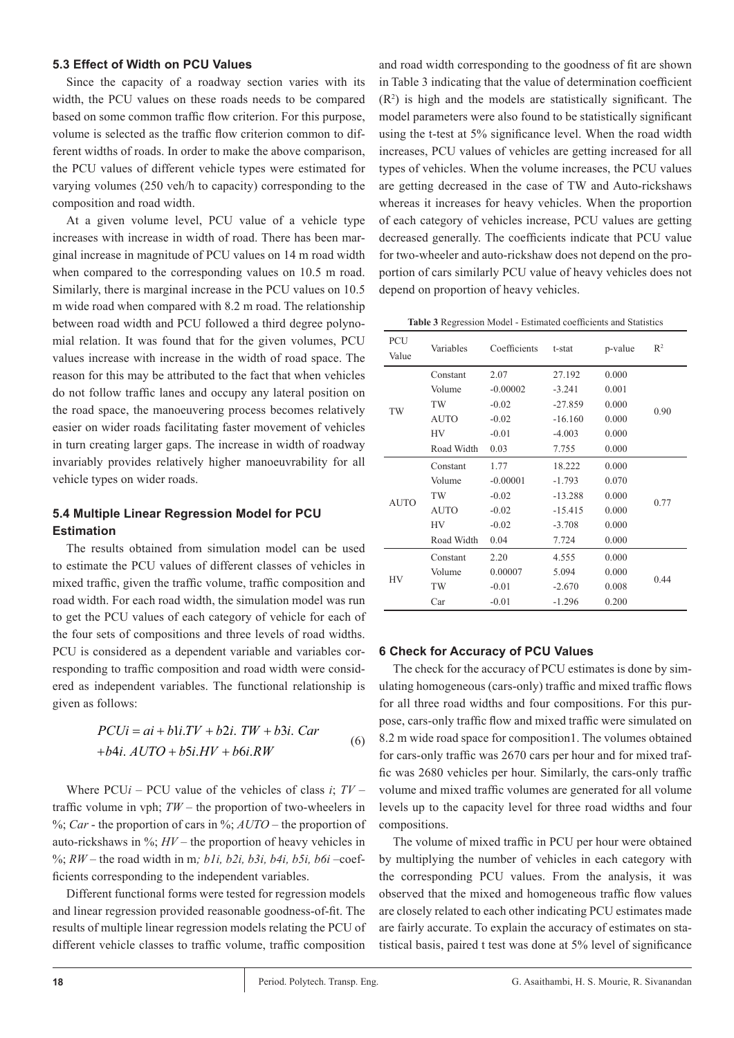### 5.3 Effect of Width on PCU Values

Since the capacity of a roadway section varies with its width, the PCU values on these roads needs to be compared based on some common traffic flow criterion. For this purpose, volume is selected as the traffic flow criterion common to different widths of roads. In order to make the above comparison, the PCU values of different vehicle types were estimated for varying volumes (250 veh/h to capacity) corresponding to the composition and road width.

At a given volume level, PCU value of a vehicle type increases with increase in width of road. There has been marginal increase in magnitude of PCU values on 14 m road width when compared to the corresponding values on 10.5 m road. Similarly, there is marginal increase in the PCU values on 10.5 m wide road when compared with 8.2 m road. The relationship between road width and PCU followed a third degree polynomial relation. It was found that for the given volumes, PCU values increase with increase in the width of road space. The reason for this may be attributed to the fact that when vehicles do not follow traffic lanes and occupy any lateral position on the road space, the manoeuvering process becomes relatively easier on wider roads facilitating faster movement of vehicles in turn creating larger gaps. The increase in width of roadway invariably provides relatively higher manoeuvrability for all vehicle types on wider roads.

### 5.4 Multiple Linear Regression Model for PCU Estimation

The results obtained from simulation model can be used to estimate the PCU values of different classes of vehicles in mixed traffic, given the traffic volume, traffic composition and road width. For each road width, the simulation model was run to get the PCU values of each category of vehicle for each of the four sets of compositions and three levels of road widths. PCU is considered as a dependent variable and variables corresponding to traffic composition and road width were considered as independent variables. The functional relationship is given as follows:

$$PCUi = ai + b1i.TV + b2i.\ TW + b3i.\ Car + b4i.\ AUTO + b5i.HV + b6i.RW \tag{6}$$

Where PCU$i$ – PCU value of the vehicles of class $i$; $TV$ – traffic volume in vph; $TW$ – the proportion of two-wheelers in %; $Car$ - the proportion of cars in %; $AUTO$ – the proportion of auto-rickshaws in %; $HV$ – the proportion of heavy vehicles in %; $RW$ – the road width in m*; b1i, b2i, b3i, b4i, b5i, b6i* –coefficients corresponding to the independent variables.

Different functional forms were tested for regression models and linear regression provided reasonable goodness-of-fit. The results of multiple linear regression models relating the PCU of different vehicle classes to traffic volume, traffic composition and road width corresponding to the goodness of fit are shown in Table 3 indicating that the value of determination coefficient ($R^2$) is high and the models are statistically significant. The model parameters were also found to be statistically significant using the t-test at 5% significance level. When the road width increases, PCU values of vehicles are getting increased for all types of vehicles. When the volume increases, the PCU values are getting decreased in the case of TW and Auto-rickshaws whereas it increases for heavy vehicles. When the proportion of each category of vehicles increase, PCU values are getting decreased generally. The coefficients indicate that PCU value for two-wheeler and auto-rickshaw does not depend on the proportion of cars similarly PCU value of heavy vehicles does not depend on proportion of heavy vehicles.

**Table 3** Regression Model - Estimated coefficients and Statistics

| PCU Value | Variables | Coefficients | t-stat | p-value | $R^2$ |
|---|---|---|---|---|---|
| TW | Constant | 2.07 | 27.192 | 0.000 | 0.90 |
| | Volume | -0.00002 | -3.241 | 0.001 | |
| | TW | -0.02 | -27.859 | 0.000 | |
| | AUTO | -0.02 | -16.160 | 0.000 | |
| | HV | -0.01 | -4.003 | 0.000 | |
| | Road Width | 0.03 | 7.755 | 0.000 | |
| AUTO | Constant | 1.77 | 18.222 | 0.000 | 0.77 |
| | Volume | -0.00001 | -1.793 | 0.070 | |
| | TW | -0.02 | -13.288 | 0.000 | |
| | AUTO | -0.02 | -15.415 | 0.000 | |
| | HV | -0.02 | -3.708 | 0.000 | |
| | Road Width | 0.04 | 7.724 | 0.000 | |
| HV | Constant | 2.20 | 4.555 | 0.000 | 0.44 |
| | Volume | 0.00007 | 5.094 | 0.000 | |
| | TW | -0.01 | -2.670 | 0.008 | |
| | Car | -0.01 | -1.296 | 0.200 | |

## 6 Check for Accuracy of PCU Values

The check for the accuracy of PCU estimates is done by simulating homogeneous (cars-only) traffic and mixed traffic flows for all three road widths and four compositions. For this purpose, cars-only traffic flow and mixed traffic were simulated on 8.2 m wide road space for composition1. The volumes obtained for cars-only traffic was 2670 cars per hour and for mixed traffic was 2680 vehicles per hour. Similarly, the cars-only traffic volume and mixed traffic volumes are generated for all volume levels up to the capacity level for three road widths and four compositions.

The volume of mixed traffic in PCU per hour were obtained by multiplying the number of vehicles in each category with the corresponding PCU values. From the analysis, it was observed that the mixed and homogeneous traffic flow values are closely related to each other indicating PCU estimates made are fairly accurate. To explain the accuracy of estimates on statistical basis, paired t test was done at 5% level of significance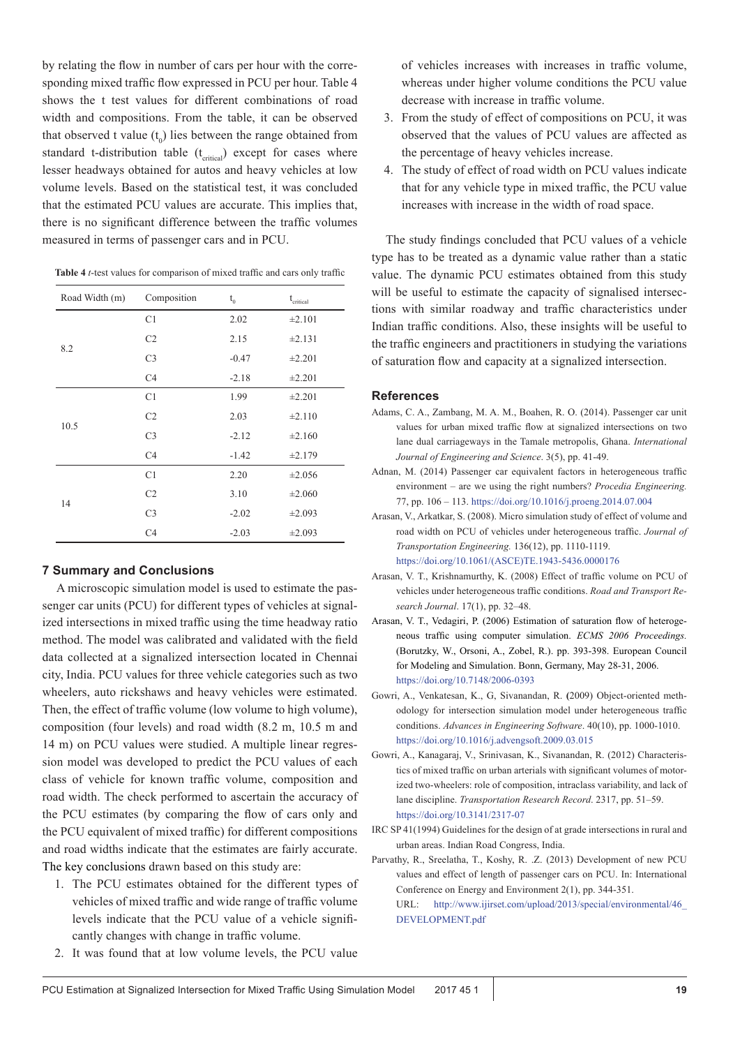by relating the flow in number of cars per hour with the corresponding mixed traffic flow expressed in PCU per hour. Table 4 shows the t test values for different combinations of road width and compositions. From the table, it can be observed that observed t value ($t_0$) lies between the range obtained from standard t-distribution table ($t_{critical}$) except for cases where lesser headways obtained for autos and heavy vehicles at low volume levels. Based on the statistical test, it was concluded that the estimated PCU values are accurate. This implies that, there is no significant difference between the traffic volumes measured in terms of passenger cars and in PCU.

**Table 4** *t*-test values for comparison of mixed traffic and cars only traffic

| Road Width (m) | Composition | $t_0$ | $t_{critical}$ |
|---|---|---|---|
| 8.2 | C1 | 2.02 | ±2.101 |
| | C2 | 2.15 | ±2.131 |
| | C3 | -0.47 | ±2.201 |
| | C4 | -2.18 | ±2.201 |
| 10.5 | C1 | 1.99 | ±2.201 |
| | C2 | 2.03 | ±2.110 |
| | C3 | -2.12 | ±2.160 |
| | C4 | -1.42 | ±2.179 |
| 14 | C1 | 2.20 | ±2.056 |
| | C2 | 3.10 | ±2.060 |
| | C3 | -2.02 | ±2.093 |
| | C4 | -2.03 | ±2.093 |

## 7 Summary and Conclusions

A microscopic simulation model is used to estimate the passenger car units (PCU) for different types of vehicles at signalized intersections in mixed traffic using the time headway ratio method. The model was calibrated and validated with the field data collected at a signalized intersection located in Chennai city, India. PCU values for three vehicle categories such as two wheelers, auto rickshaws and heavy vehicles were estimated. Then, the effect of traffic volume (low volume to high volume), composition (four levels) and road width (8.2 m, 10.5 m and 14 m) on PCU values were studied. A multiple linear regression model was developed to predict the PCU values of each class of vehicle for known traffic volume, composition and road width. The check performed to ascertain the accuracy of the PCU estimates (by comparing the flow of cars only and the PCU equivalent of mixed traffic) for different compositions and road widths indicate that the estimates are fairly accurate. The key conclusions drawn based on this study are:

1. The PCU estimates obtained for the different types of vehicles of mixed traffic and wide range of traffic volume levels indicate that the PCU value of a vehicle significantly changes with change in traffic volume.
2. It was found that at low volume levels, the PCU value of vehicles increases with increases in traffic volume, whereas under higher volume conditions the PCU value decrease with increase in traffic volume.
3. From the study of effect of compositions on PCU, it was observed that the values of PCU values are affected as the percentage of heavy vehicles increase.
4. The study of effect of road width on PCU values indicate that for any vehicle type in mixed traffic, the PCU value increases with increase in the width of road space.

The study findings concluded that PCU values of a vehicle type has to be treated as a dynamic value rather than a static value. The dynamic PCU estimates obtained from this study will be useful to estimate the capacity of signalised intersections with similar roadway and traffic characteristics under Indian traffic conditions. Also, these insights will be useful to the traffic engineers and practitioners in studying the variations of saturation flow and capacity at a signalized intersection.

## References

Adams, C. A., Zambang, M. A. M., Boahen, R. O. (2014). Passenger car unit values for urban mixed traffic flow at signalized intersections on two lane dual carriageways in the Tamale metropolis, Ghana. *International Journal of Engineering and Science*. 3(5), pp. 41-49.

Adnan, M. (2014) Passenger car equivalent factors in heterogeneous traffic environment – are we using the right numbers? *Procedia Engineering.* 77, pp. 106 – 113. https://doi.org/10.1016/j.proeng.2014.07.004

Arasan, V., Arkatkar, S. (2008). Micro simulation study of effect of volume and road width on PCU of vehicles under heterogeneous traffic. *Journal of Transportation Engineering.* 136(12), pp. 1110-1119. https://doi.org/10.1061/(ASCE)TE.1943-5436.0000176

Arasan, V. T., Krishnamurthy, K. (2008) Effect of traffic volume on PCU of vehicles under heterogeneous traffic conditions. *Road and Transport Research Journal*. 17(1), pp. 32–48.

Arasan, V. T., Vedagiri, P. (2006) Estimation of saturation flow of heterogeneous traffic using computer simulation. *ECMS 2006 Proceedings.* (Borutzky, W., Orsoni, A., Zobel, R.). pp. 393-398. European Council for Modeling and Simulation. Bonn, Germany, May 28-31, 2006. https://doi.org/10.7148/2006-0393

Gowri, A., Venkatesan, K., G, Sivanandan, R. (2009) Object-oriented methodology for intersection simulation model under heterogeneous traffic conditions. *Advances in Engineering Software*. 40(10), pp. 1000-1010. https://doi.org/10.1016/j.advengsoft.2009.03.015

Gowri, A., Kanagaraj, V., Srinivasan, K., Sivanandan, R. (2012) Characteristics of mixed traffic on urban arterials with significant volumes of motorized two-wheelers: role of composition, intraclass variability, and lack of lane discipline. *Transportation Research Record*. 2317, pp. 51–59. https://doi.org/10.3141/2317-07

IRC SP 41(1994) Guidelines for the design of at grade intersections in rural and urban areas. Indian Road Congress, India.

Parvathy, R., Sreelatha, T., Koshy, R. .Z. (2013) Development of new PCU values and effect of length of passenger cars on PCU. In: International Conference on Energy and Environment 2(1), pp. 344-351. URL: http://www.ijirset.com/upload/2013/special/environmental/46_DEVELOPMENT.pdf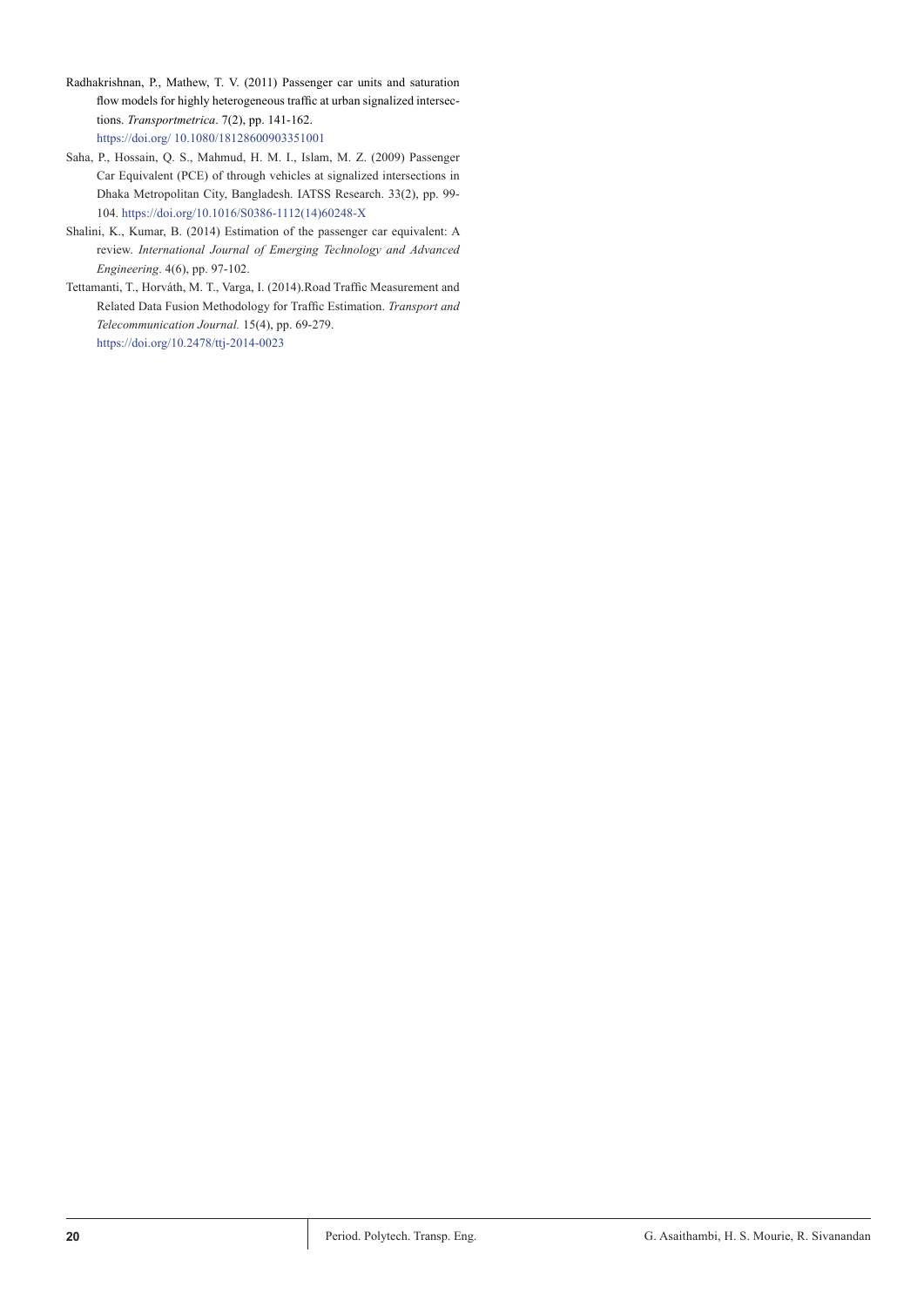Radhakrishnan, P., Mathew, T. V. (2011) Passenger car units and saturation flow models for highly heterogeneous traffic at urban signalized intersections. *Transportmetrica*. 7(2), pp. 141-162. https://doi.org/ 10.1080/18128600903351001

Saha, P., Hossain, Q. S., Mahmud, H. M. I., Islam, M. Z. (2009) Passenger Car Equivalent (PCE) of through vehicles at signalized intersections in Dhaka Metropolitan City, Bangladesh. IATSS Research. 33(2), pp. 99-104. https://doi.org/10.1016/S0386-1112(14)60248-X

Shalini, K., Kumar, B. (2014) Estimation of the passenger car equivalent: A review. *International Journal of Emerging Technology and Advanced Engineering*. 4(6), pp. 97-102.

Tettamanti, T., Horváth, M. T., Varga, I. (2014).Road Traffic Measurement and Related Data Fusion Methodology for Traffic Estimation. *Transport and Telecommunication Journal.* 15(4), pp. 69-279. https://doi.org/10.2478/ttj-2014-0023